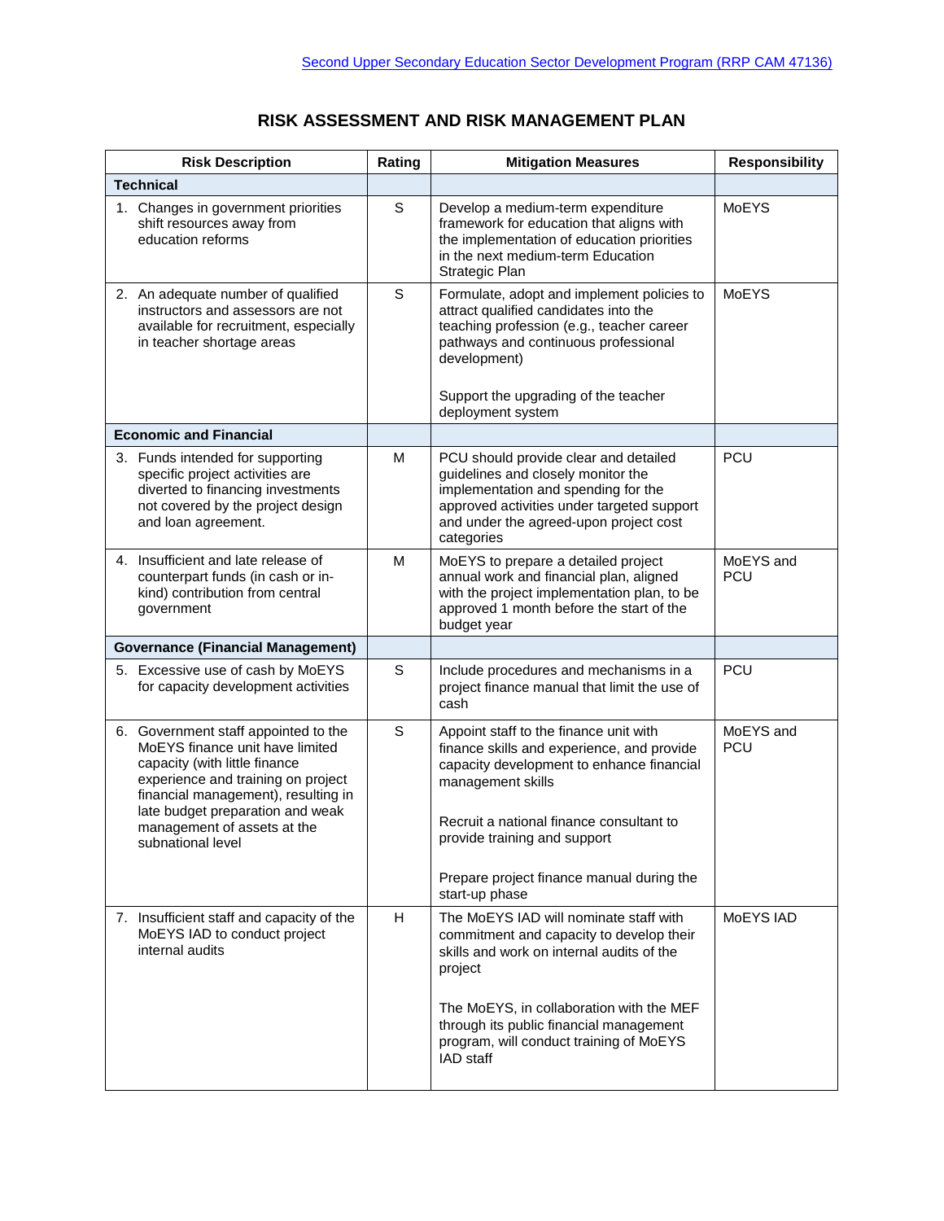# RISK ASSESSMENT AND RISK MANAGEMENT PLAN

| Risk Description | Rating | Mitigation Measures | Responsibility |
|---|---|---|---|
| **Technical** | | | |
| 1. Changes in government priorities shift resources away from education reforms | S | Develop a medium-term expenditure framework for education that aligns with the implementation of education priorities in the next medium-term Education Strategic Plan | MoEYS |
| 2. An adequate number of qualified instructors and assessors are not available for recruitment, especially in teacher shortage areas | S | Formulate, adopt and implement policies to attract qualified candidates into the teaching profession (e.g., teacher career pathways and continuous professional development)<br><br>Support the upgrading of the teacher deployment system | MoEYS |
| **Economic and Financial** | | | |
| 3. Funds intended for supporting specific project activities are diverted to financing investments not covered by the project design and loan agreement. | M | PCU should provide clear and detailed guidelines and closely monitor the implementation and spending for the approved activities under targeted support and under the agreed-upon project cost categories | PCU |
| 4. Insufficient and late release of counterpart funds (in cash or in-kind) contribution from central government | M | MoEYS to prepare a detailed project annual work and financial plan, aligned with the project implementation plan, to be approved 1 month before the start of the budget year | MoEYS and PCU |
| **Governance (Financial Management)** | | | |
| 5. Excessive use of cash by MoEYS for capacity development activities | S | Include procedures and mechanisms in a project finance manual that limit the use of cash | PCU |
| 6. Government staff appointed to the MoEYS finance unit have limited capacity (with little finance experience and training on project financial management), resulting in late budget preparation and weak management of assets at the subnational level | S | Appoint staff to the finance unit with finance skills and experience, and provide capacity development to enhance financial management skills<br><br>Recruit a national finance consultant to provide training and support<br><br>Prepare project finance manual during the start-up phase | MoEYS and PCU |
| 7. Insufficient staff and capacity of the MoEYS IAD to conduct project internal audits | H | The MoEYS IAD will nominate staff with commitment and capacity to develop their skills and work on internal audits of the project<br><br>The MoEYS, in collaboration with the MEF through its public financial management program, will conduct training of MoEYS IAD staff | MoEYS IAD |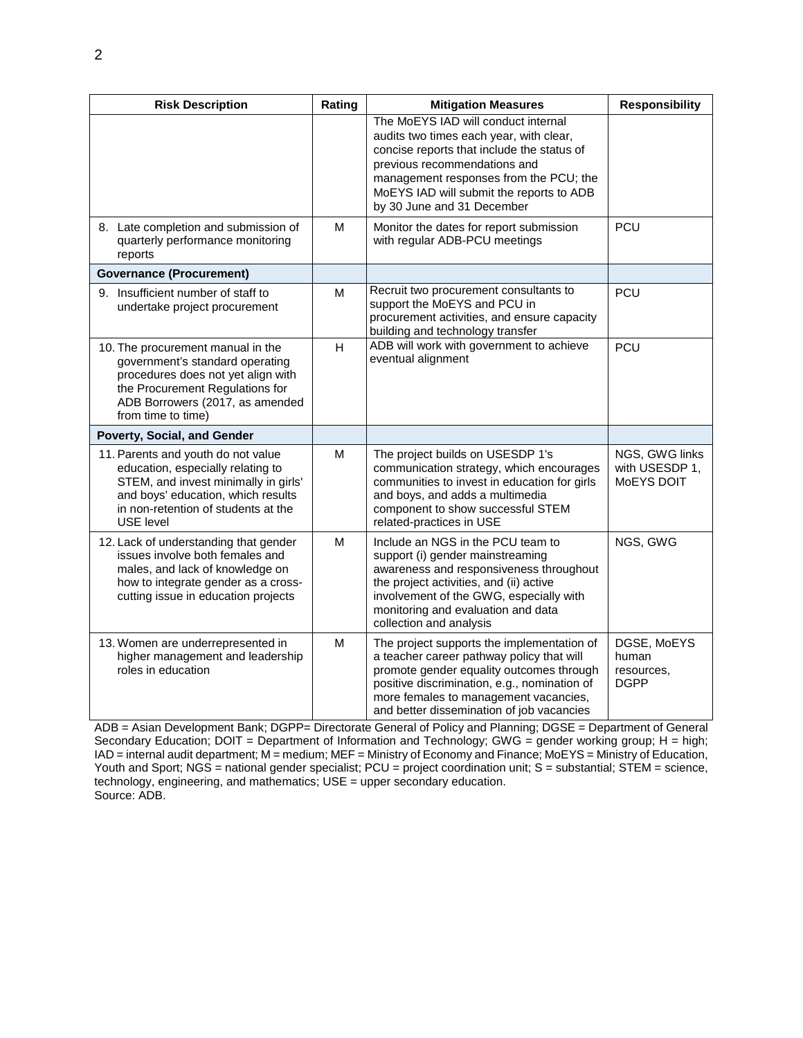| Risk Description | Rating | Mitigation Measures | Responsibility |
|---|---|---|---|
| | | The MoEYS IAD will conduct internal audits two times each year, with clear, concise reports that include the status of previous recommendations and management responses from the PCU; the MoEYS IAD will submit the reports to ADB by 30 June and 31 December | |
| 8. Late completion and submission of quarterly performance monitoring reports | M | Monitor the dates for report submission with regular ADB-PCU meetings | PCU |
| **Governance (Procurement)** | | | |
| 9. Insufficient number of staff to undertake project procurement | M | Recruit two procurement consultants to support the MoEYS and PCU in procurement activities, and ensure capacity building and technology transfer | PCU |
| 10. The procurement manual in the government's standard operating procedures does not yet align with the Procurement Regulations for ADB Borrowers (2017, as amended from time to time) | H | ADB will work with government to achieve eventual alignment | PCU |
| **Poverty, Social, and Gender** | | | |
| 11. Parents and youth do not value education, especially relating to STEM, and invest minimally in girls' and boys' education, which results in non-retention of students at the USE level | M | The project builds on USESDP 1's communication strategy, which encourages communities to invest in education for girls and boys, and adds a multimedia component to show successful STEM related-practices in USE | NGS, GWG links with USESDP 1, MoEYS DOIT |
| 12. Lack of understanding that gender issues involve both females and males, and lack of knowledge on how to integrate gender as a cross-cutting issue in education projects | M | Include an NGS in the PCU team to support (i) gender mainstreaming awareness and responsiveness throughout the project activities, and (ii) active involvement of the GWG, especially with monitoring and evaluation and data collection and analysis | NGS, GWG |
| 13. Women are underrepresented in higher management and leadership roles in education | M | The project supports the implementation of a teacher career pathway policy that will promote gender equality outcomes through positive discrimination, e.g., nomination of more females to management vacancies, and better dissemination of job vacancies | DGSE, MoEYS human resources, DGPP |

ADB = Asian Development Bank; DGPP= Directorate General of Policy and Planning; DGSE = Department of General Secondary Education; DOIT = Department of Information and Technology; GWG = gender working group; H = high; IAD = internal audit department; M = medium; MEF = Ministry of Economy and Finance; MoEYS = Ministry of Education, Youth and Sport; NGS = national gender specialist; PCU = project coordination unit; S = substantial; STEM = science, technology, engineering, and mathematics; USE = upper secondary education.
Source: ADB.